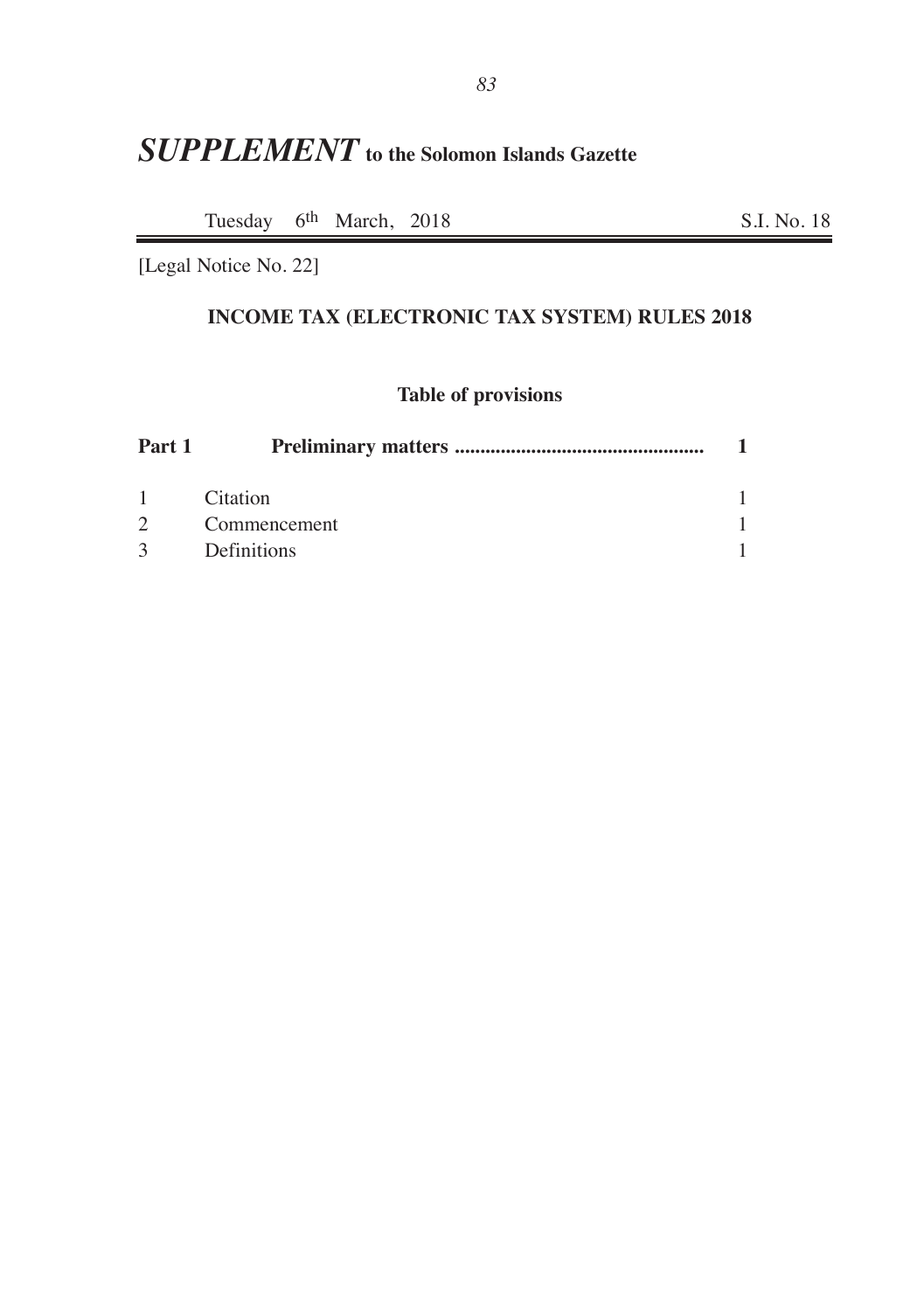# *SUPPLEMENT* to the Solomon Islands Gazette

Tuesday 6th March, 2018 S.I. No. 18

[Legal Notice No. 22]

## INCOME TAX (ELECTRONIC TAX SYSTEM) RULES 2018

### Table of provisions

| | | |
|---|---|---|
| **Part 1** | **Preliminary matters ................................................** | **1** |
| 1 | Citation | 1 |
| 2 | Commencement | 1 |
| 3 | Definitions | 1 |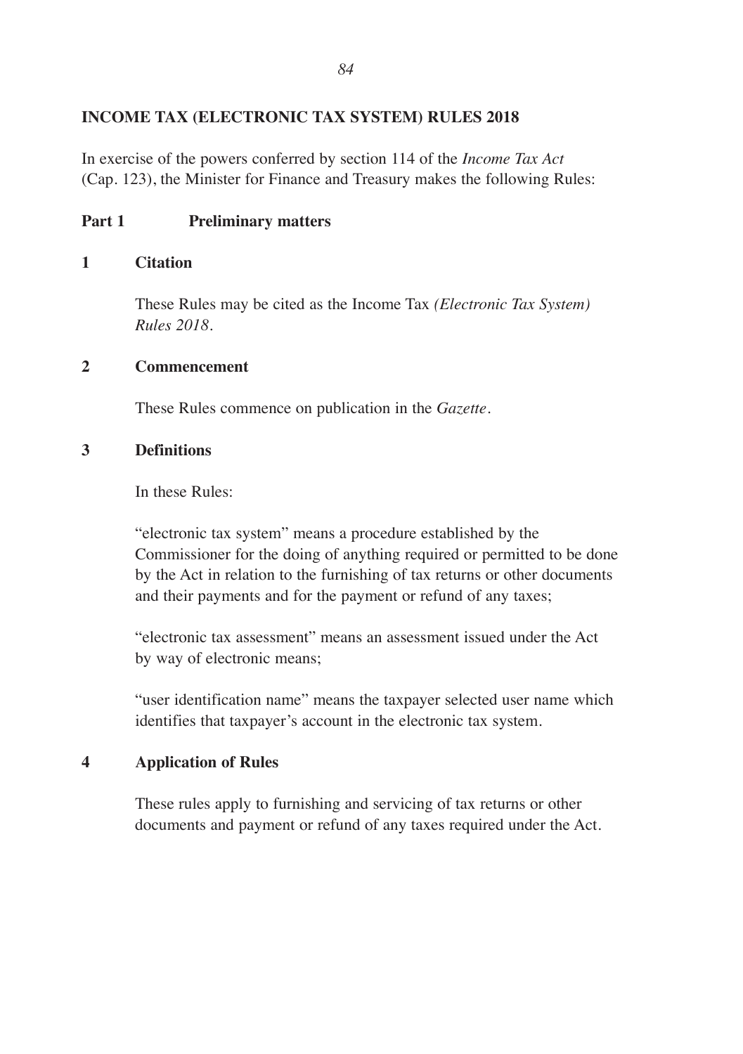# INCOME TAX (ELECTRONIC TAX SYSTEM) RULES 2018

In exercise of the powers conferred by section 114 of the *Income Tax Act* (Cap. 123), the Minister for Finance and Treasury makes the following Rules:

## Part 1 Preliminary matters

### 1 Citation

These Rules may be cited as the Income Tax *(Electronic Tax System) Rules 2018*.

### 2 Commencement

These Rules commence on publication in the *Gazette*.

### 3 Definitions

In these Rules:

"electronic tax system" means a procedure established by the Commissioner for the doing of anything required or permitted to be done by the Act in relation to the furnishing of tax returns or other documents and their payments and for the payment or refund of any taxes;

"electronic tax assessment" means an assessment issued under the Act by way of electronic means;

"user identification name" means the taxpayer selected user name which identifies that taxpayer's account in the electronic tax system.

### 4 Application of Rules

These rules apply to furnishing and servicing of tax returns or other documents and payment or refund of any taxes required under the Act.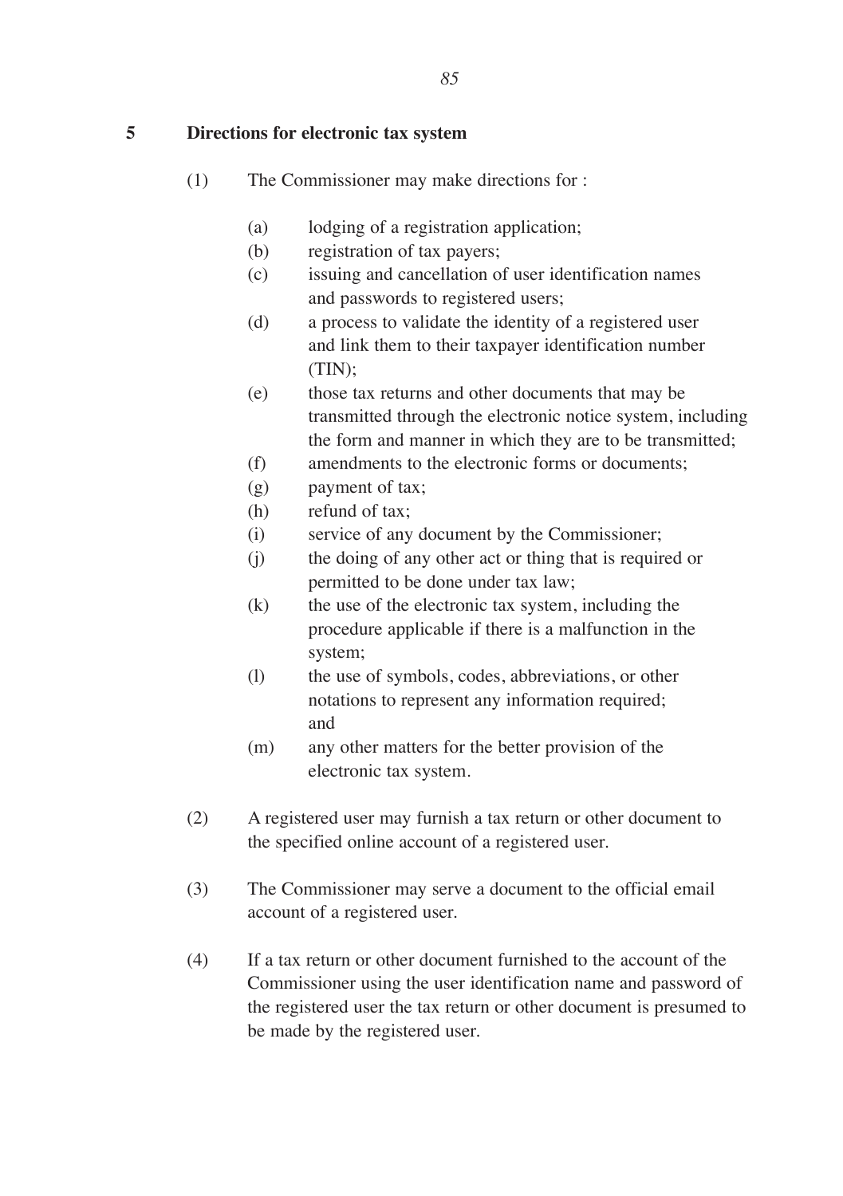## 5 Directions for electronic tax system

(1) The Commissioner may make directions for :

(a) lodging of a registration application;
(b) registration of tax payers;
(c) issuing and cancellation of user identification names and passwords to registered users;
(d) a process to validate the identity of a registered user and link them to their taxpayer identification number (TIN);
(e) those tax returns and other documents that may be transmitted through the electronic notice system, including the form and manner in which they are to be transmitted;
(f) amendments to the electronic forms or documents;
(g) payment of tax;
(h) refund of tax;
(i) service of any document by the Commissioner;
(j) the doing of any other act or thing that is required or permitted to be done under tax law;
(k) the use of the electronic tax system, including the procedure applicable if there is a malfunction in the system;
(l) the use of symbols, codes, abbreviations, or other notations to represent any information required; and
(m) any other matters for the better provision of the electronic tax system.

(2) A registered user may furnish a tax return or other document to the specified online account of a registered user.

(3) The Commissioner may serve a document to the official email account of a registered user.

(4) If a tax return or other document furnished to the account of the Commissioner using the user identification name and password of the registered user the tax return or other document is presumed to be made by the registered user.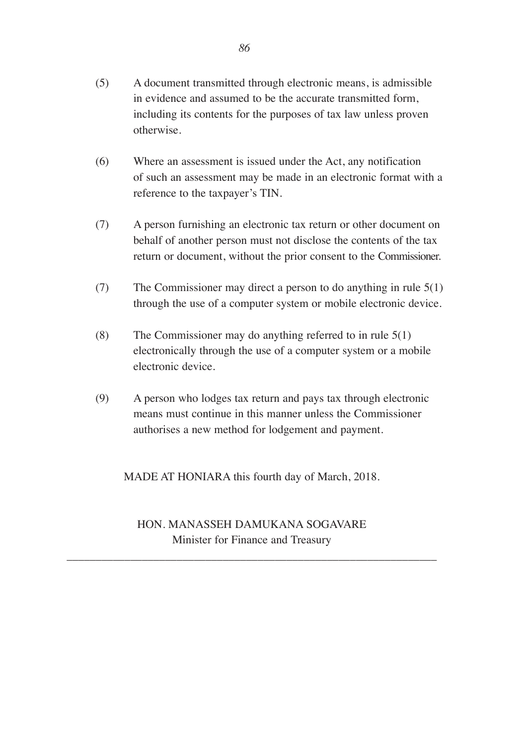(5) A document transmitted through electronic means, is admissible in evidence and assumed to be the accurate transmitted form, including its contents for the purposes of tax law unless proven otherwise.

(6) Where an assessment is issued under the Act, any notification of such an assessment may be made in an electronic format with a reference to the taxpayer's TIN.

(7) A person furnishing an electronic tax return or other document on behalf of another person must not disclose the contents of the tax return or document, without the prior consent to the Commissioner.

(7) The Commissioner may direct a person to do anything in rule 5(1) through the use of a computer system or mobile electronic device.

(8) The Commissioner may do anything referred to in rule 5(1) electronically through the use of a computer system or a mobile electronic device.

(9) A person who lodges tax return and pays tax through electronic means must continue in this manner unless the Commissioner authorises a new method for lodgement and payment.

MADE AT HONIARA this fourth day of March, 2018.

HON. MANASSEH DAMUKANA SOGAVARE
Minister for Finance and Treasury